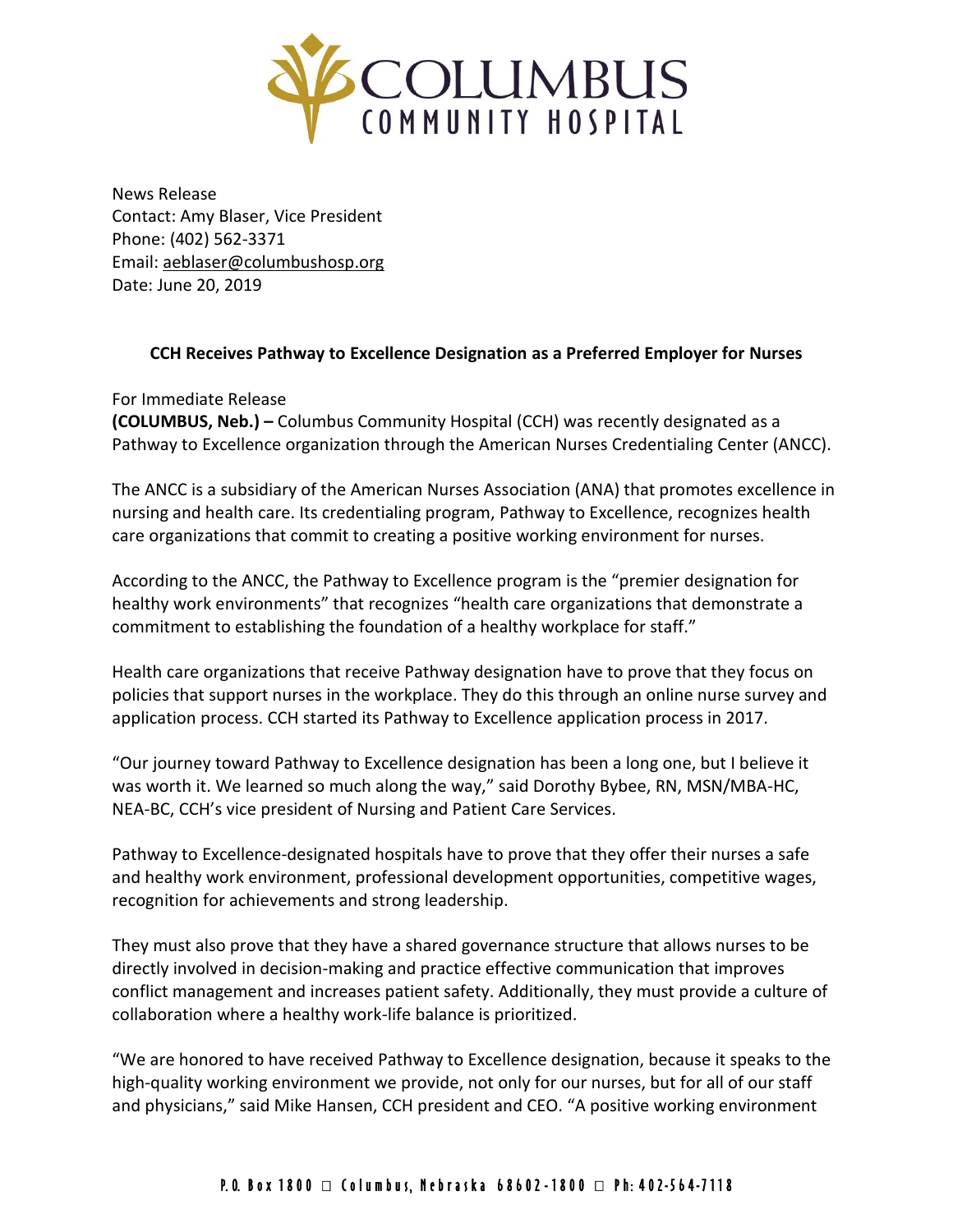# COLUMBUS COMMUNITY HOSPITAL

News Release
Contact: Amy Blaser, Vice President
Phone: (402) 562-3371
Email: aeblaser@columbushosp.org
Date: June 20, 2019

## CCH Receives Pathway to Excellence Designation as a Preferred Employer for Nurses

For Immediate Release
**(COLUMBUS, Neb.) –** Columbus Community Hospital (CCH) was recently designated as a Pathway to Excellence organization through the American Nurses Credentialing Center (ANCC).

The ANCC is a subsidiary of the American Nurses Association (ANA) that promotes excellence in nursing and health care. Its credentialing program, Pathway to Excellence, recognizes health care organizations that commit to creating a positive working environment for nurses.

According to the ANCC, the Pathway to Excellence program is the "premier designation for healthy work environments" that recognizes "health care organizations that demonstrate a commitment to establishing the foundation of a healthy workplace for staff."

Health care organizations that receive Pathway designation have to prove that they focus on policies that support nurses in the workplace. They do this through an online nurse survey and application process. CCH started its Pathway to Excellence application process in 2017.

"Our journey toward Pathway to Excellence designation has been a long one, but I believe it was worth it. We learned so much along the way," said Dorothy Bybee, RN, MSN/MBA-HC, NEA-BC, CCH's vice president of Nursing and Patient Care Services.

Pathway to Excellence-designated hospitals have to prove that they offer their nurses a safe and healthy work environment, professional development opportunities, competitive wages, recognition for achievements and strong leadership.

They must also prove that they have a shared governance structure that allows nurses to be directly involved in decision-making and practice effective communication that improves conflict management and increases patient safety. Additionally, they must provide a culture of collaboration where a healthy work-life balance is prioritized.

"We are honored to have received Pathway to Excellence designation, because it speaks to the high-quality working environment we provide, not only for our nurses, but for all of our staff and physicians," said Mike Hansen, CCH president and CEO. "A positive working environment

P.O. Box 1800 □ Columbus, Nebraska 68602-1800 □ Ph: 402-564-7118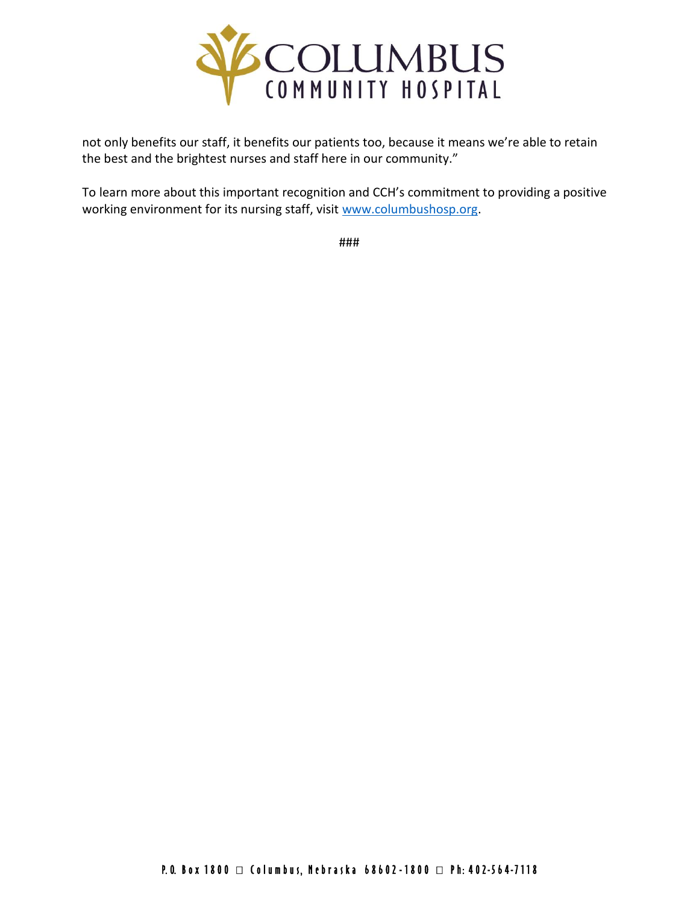not only benefits our staff, it benefits our patients too, because it means we're able to retain the best and the brightest nurses and staff here in our community."

To learn more about this important recognition and CCH's commitment to providing a positive working environment for its nursing staff, visit [www.columbushosp.org](http://www.columbushosp.org).

###